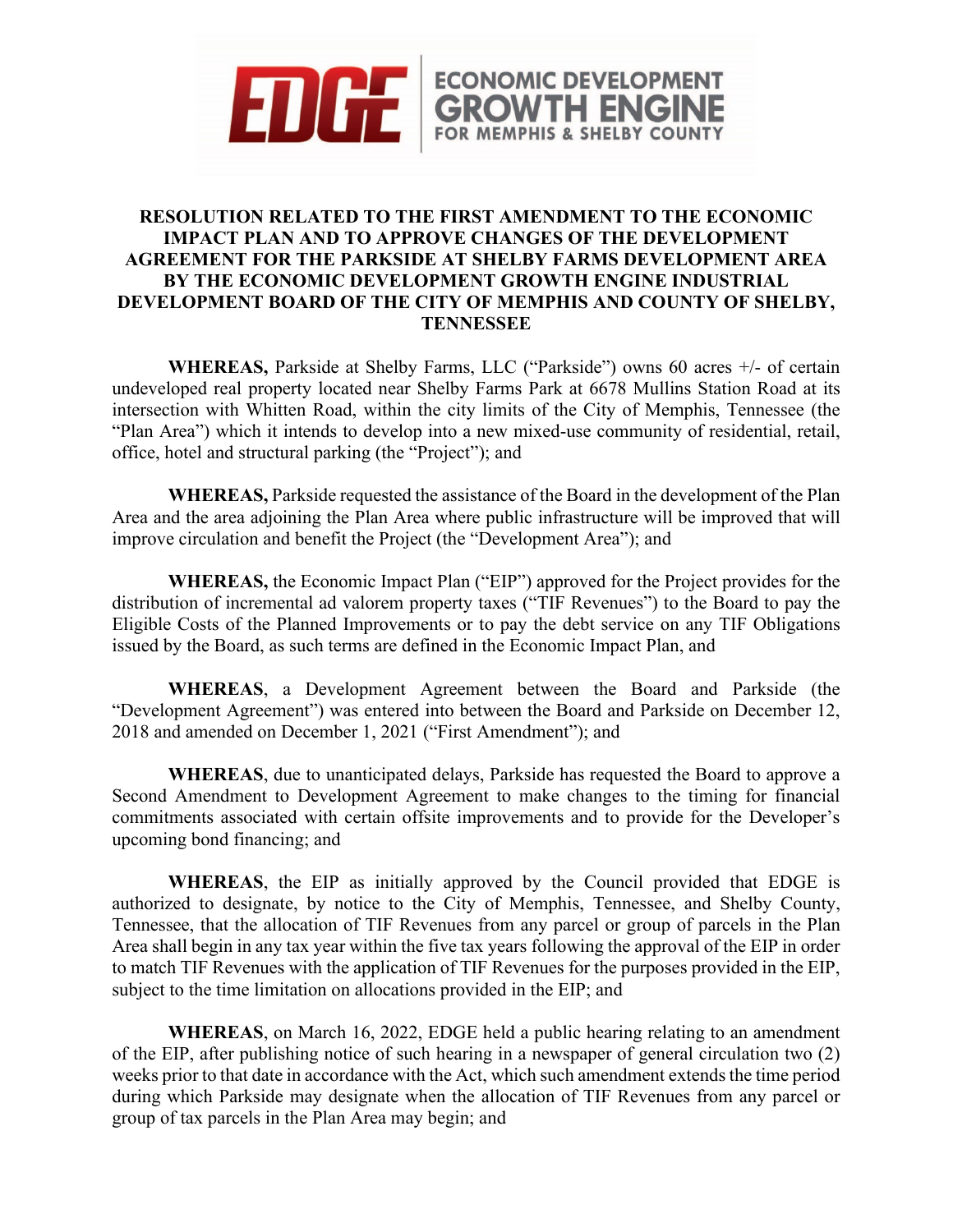EDGE | ECONOMIC DEVELOPMENT GROWTH ENGINE FOR MEMPHIS & SHELBY COUNTY

# RESOLUTION RELATED TO THE FIRST AMENDMENT TO THE ECONOMIC IMPACT PLAN AND TO APPROVE CHANGES OF THE DEVELOPMENT AGREEMENT FOR THE PARKSIDE AT SHELBY FARMS DEVELOPMENT AREA BY THE ECONOMIC DEVELOPMENT GROWTH ENGINE INDUSTRIAL DEVELOPMENT BOARD OF THE CITY OF MEMPHIS AND COUNTY OF SHELBY, TENNESSEE

**WHEREAS,** Parkside at Shelby Farms, LLC ("Parkside") owns 60 acres +/- of certain undeveloped real property located near Shelby Farms Park at 6678 Mullins Station Road at its intersection with Whitten Road, within the city limits of the City of Memphis, Tennessee (the "Plan Area") which it intends to develop into a new mixed-use community of residential, retail, office, hotel and structural parking (the "Project"); and

**WHEREAS,** Parkside requested the assistance of the Board in the development of the Plan Area and the area adjoining the Plan Area where public infrastructure will be improved that will improve circulation and benefit the Project (the "Development Area"); and

**WHEREAS,** the Economic Impact Plan ("EIP") approved for the Project provides for the distribution of incremental ad valorem property taxes ("TIF Revenues") to the Board to pay the Eligible Costs of the Planned Improvements or to pay the debt service on any TIF Obligations issued by the Board, as such terms are defined in the Economic Impact Plan, and

**WHEREAS**, a Development Agreement between the Board and Parkside (the "Development Agreement") was entered into between the Board and Parkside on December 12, 2018 and amended on December 1, 2021 ("First Amendment"); and

**WHEREAS**, due to unanticipated delays, Parkside has requested the Board to approve a Second Amendment to Development Agreement to make changes to the timing for financial commitments associated with certain offsite improvements and to provide for the Developer's upcoming bond financing; and

**WHEREAS**, the EIP as initially approved by the Council provided that EDGE is authorized to designate, by notice to the City of Memphis, Tennessee, and Shelby County, Tennessee, that the allocation of TIF Revenues from any parcel or group of parcels in the Plan Area shall begin in any tax year within the five tax years following the approval of the EIP in order to match TIF Revenues with the application of TIF Revenues for the purposes provided in the EIP, subject to the time limitation on allocations provided in the EIP; and

**WHEREAS**, on March 16, 2022, EDGE held a public hearing relating to an amendment of the EIP, after publishing notice of such hearing in a newspaper of general circulation two (2) weeks prior to that date in accordance with the Act, which such amendment extends the time period during which Parkside may designate when the allocation of TIF Revenues from any parcel or group of tax parcels in the Plan Area may begin; and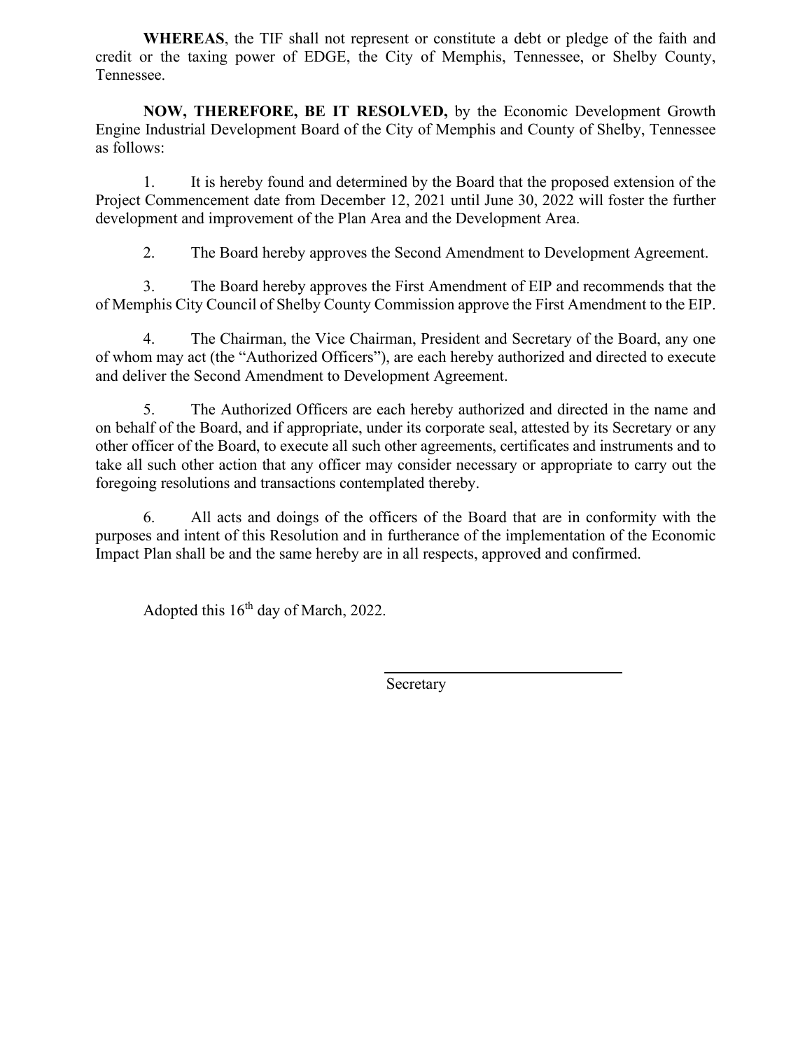**WHEREAS**, the TIF shall not represent or constitute a debt or pledge of the faith and credit or the taxing power of EDGE, the City of Memphis, Tennessee, or Shelby County, Tennessee.

**NOW, THEREFORE, BE IT RESOLVED,** by the Economic Development Growth Engine Industrial Development Board of the City of Memphis and County of Shelby, Tennessee as follows:

1. It is hereby found and determined by the Board that the proposed extension of the Project Commencement date from December 12, 2021 until June 30, 2022 will foster the further development and improvement of the Plan Area and the Development Area.

2. The Board hereby approves the Second Amendment to Development Agreement.

3. The Board hereby approves the First Amendment of EIP and recommends that the of Memphis City Council of Shelby County Commission approve the First Amendment to the EIP.

4. The Chairman, the Vice Chairman, President and Secretary of the Board, any one of whom may act (the "Authorized Officers"), are each hereby authorized and directed to execute and deliver the Second Amendment to Development Agreement.

5. The Authorized Officers are each hereby authorized and directed in the name and on behalf of the Board, and if appropriate, under its corporate seal, attested by its Secretary or any other officer of the Board, to execute all such other agreements, certificates and instruments and to take all such other action that any officer may consider necessary or appropriate to carry out the foregoing resolutions and transactions contemplated thereby.

6. All acts and doings of the officers of the Board that are in conformity with the purposes and intent of this Resolution and in furtherance of the implementation of the Economic Impact Plan shall be and the same hereby are in all respects, approved and confirmed.

Adopted this 16th day of March, 2022.

\_\_\_\_\_\_\_\_\_\_\_\_\_\_\_\_\_\_\_\_\_\_\_\_\_\_\_\_\_\_\_\_

Secretary